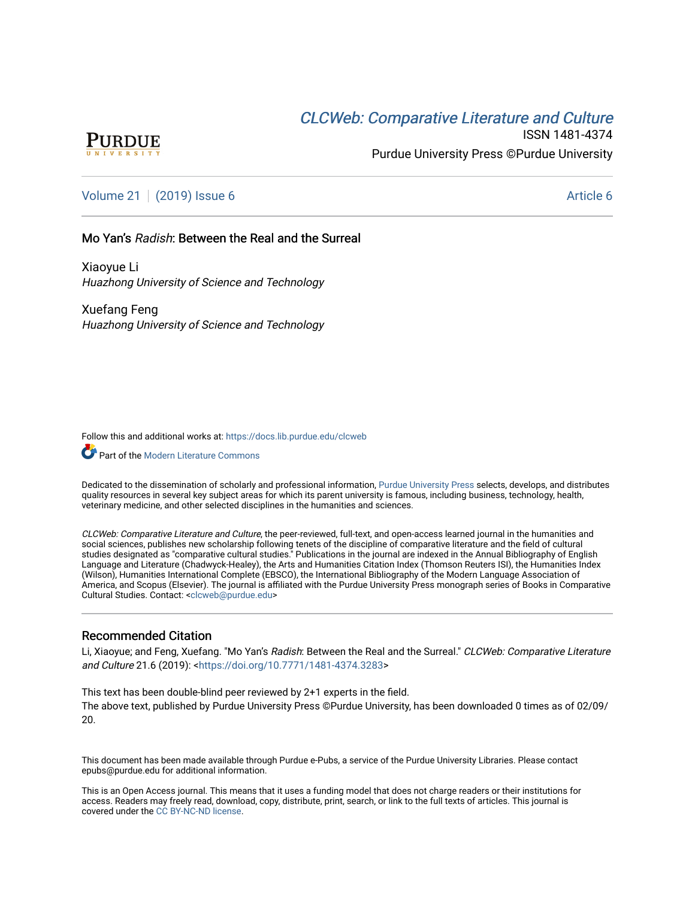*CLCWeb: Comparative Literature and Culture*

ISSN 1481-4374

Purdue University Press ©Purdue University

Volume 21 | (2019) Issue 6 — Article 6

# Mo Yan's *Radish*: Between the Real and the Surreal

Xiaoyue Li
*Huazhong University of Science and Technology*

Xuefang Feng
*Huazhong University of Science and Technology*

Follow this and additional works at: https://docs.lib.purdue.edu/clcweb

Part of the Modern Literature Commons

Dedicated to the dissemination of scholarly and professional information, Purdue University Press selects, develops, and distributes quality resources in several key subject areas for which its parent university is famous, including business, technology, health, veterinary medicine, and other selected disciplines in the humanities and sciences.

*CLCWeb: Comparative Literature and Culture*, the peer-reviewed, full-text, and open-access learned journal in the humanities and social sciences, publishes new scholarship following tenets of the discipline of comparative literature and the field of cultural studies designated as "comparative cultural studies." Publications in the journal are indexed in the Annual Bibliography of English Language and Literature (Chadwyck-Healey), the Arts and Humanities Citation Index (Thomson Reuters ISI), the Humanities Index (Wilson), Humanities International Complete (EBSCO), the International Bibliography of the Modern Language Association of America, and Scopus (Elsevier). The journal is affiliated with the Purdue University Press monograph series of Books in Comparative Cultural Studies. Contact: <clcweb@purdue.edu>

## Recommended Citation

Li, Xiaoyue; and Feng, Xuefang. "Mo Yan's *Radish*: Between the Real and the Surreal." *CLCWeb: Comparative Literature and Culture* 21.6 (2019): <https://doi.org/10.7771/1481-4374.3283>

This text has been double-blind peer reviewed by 2+1 experts in the field.
The above text, published by Purdue University Press ©Purdue University, has been downloaded 0 times as of 02/09/20.

This document has been made available through Purdue e-Pubs, a service of the Purdue University Libraries. Please contact epubs@purdue.edu for additional information.

This is an Open Access journal. This means that it uses a funding model that does not charge readers or their institutions for access. Readers may freely read, download, copy, distribute, print, search, or link to the full texts of articles. This journal is covered under the CC BY-NC-ND license.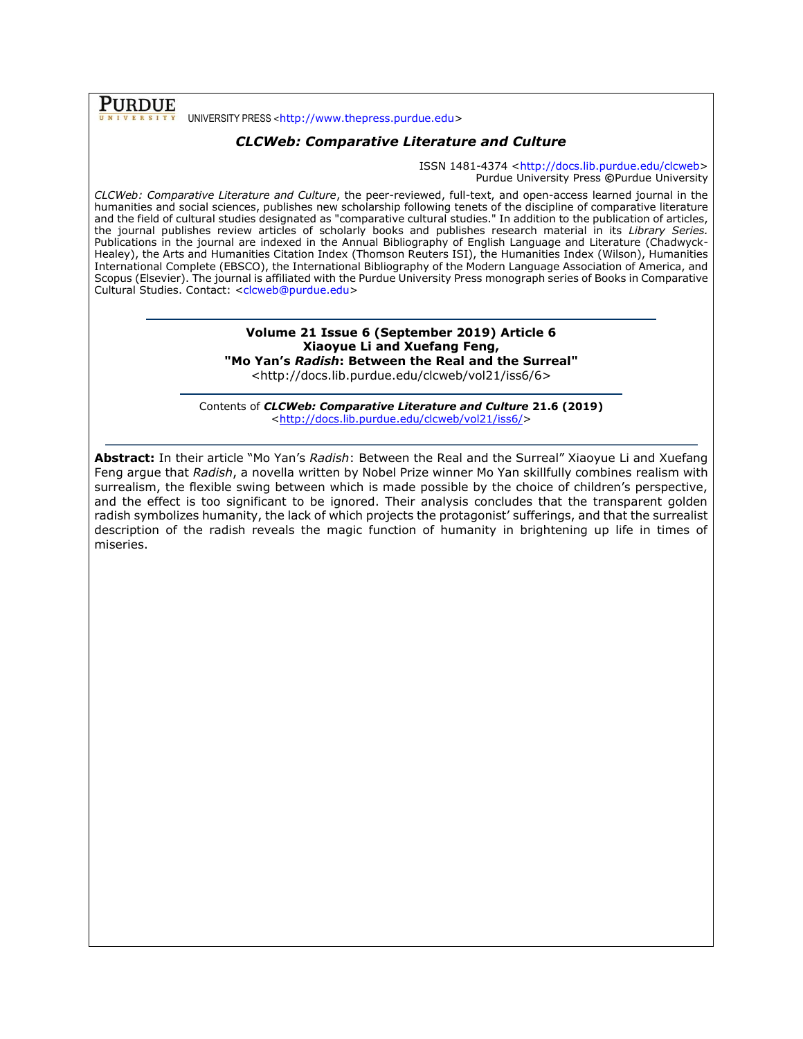PURDUE UNIVERSITY PRESS <http://www.thepress.purdue.edu>

## *CLCWeb: Comparative Literature and Culture*

ISSN 1481-4374 <http://docs.lib.purdue.edu/clcweb>
Purdue University Press ©Purdue University

*CLCWeb: Comparative Literature and Culture*, the peer-reviewed, full-text, and open-access learned journal in the humanities and social sciences, publishes new scholarship following tenets of the discipline of comparative literature and the field of cultural studies designated as "comparative cultural studies." In addition to the publication of articles, the journal publishes review articles of scholarly books and publishes research material in its *Library Series.* Publications in the journal are indexed in the Annual Bibliography of English Language and Literature (Chadwyck-Healey), the Arts and Humanities Citation Index (Thomson Reuters ISI), the Humanities Index (Wilson), Humanities International Complete (EBSCO), the International Bibliography of the Modern Language Association of America, and Scopus (Elsevier). The journal is affiliated with the Purdue University Press monograph series of Books in Comparative Cultural Studies. Contact: <clcweb@purdue.edu>

---

**Volume 21 Issue 6 (September 2019) Article 6**
**Xiaoyue Li and Xuefang Feng,**
**"Mo Yan's *Radish*: Between the Real and the Surreal"**
<http://docs.lib.purdue.edu/clcweb/vol21/iss6/6>

---

Contents of ***CLCWeb: Comparative Literature and Culture*** **21.6 (2019)**
<http://docs.lib.purdue.edu/clcweb/vol21/iss6/>

---

**Abstract:** In their article "Mo Yan's *Radish*: Between the Real and the Surreal" Xiaoyue Li and Xuefang Feng argue that *Radish*, a novella written by Nobel Prize winner Mo Yan skillfully combines realism with surrealism, the flexible swing between which is made possible by the choice of children's perspective, and the effect is too significant to be ignored. Their analysis concludes that the transparent golden radish symbolizes humanity, the lack of which projects the protagonist' sufferings, and that the surrealist description of the radish reveals the magic function of humanity in brightening up life in times of miseries.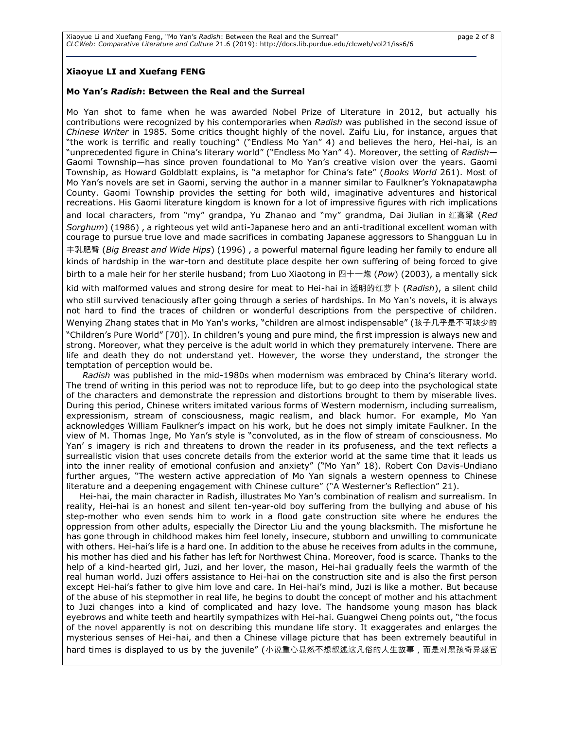**Xiaoyue LI and Xuefang FENG**

**Mo Yan's *Radish*: Between the Real and the Surreal**

Mo Yan shot to fame when he was awarded Nobel Prize of Literature in 2012, but actually his contributions were recognized by his contemporaries when *Radish* was published in the second issue of *Chinese Writer* in 1985. Some critics thought highly of the novel. Zaifu Liu, for instance, argues that "the work is terrific and really touching" ("Endless Mo Yan" 4) and believes the hero, Hei-hai, is an "unprecedented figure in China's literary world" ("Endless Mo Yan" 4). Moreover, the setting of *Radish*—Gaomi Township—has since proven foundational to Mo Yan's creative vision over the years. Gaomi Township, as Howard Goldblatt explains, is "a metaphor for China's fate" (*Books World* 261). Most of Mo Yan's novels are set in Gaomi, serving the author in a manner similar to Faulkner's Yoknapatawpha County. Gaomi Township provides the setting for both wild, imaginative adventures and historical recreations. His Gaomi literature kingdom is known for a lot of impressive figures with rich implications and local characters, from "my" grandpa, Yu Zhanao and "my" grandma, Dai Jiulian in 红高粱 (*Red Sorghum*) (1986) , a righteous yet wild anti-Japanese hero and an anti-traditional excellent woman with courage to pursue true love and made sacrifices in combating Japanese aggressors to Shangguan Lu in 丰乳肥臀 (*Big Breast and Wide Hips*) (1996) , a powerful maternal figure leading her family to endure all kinds of hardship in the war-torn and destitute place despite her own suffering of being forced to give birth to a male heir for her sterile husband; from Luo Xiaotong in 四十一炮 (*Pow*) (2003), a mentally sick kid with malformed values and strong desire for meat to Hei-hai in 透明的红萝卜 (*Radish*), a silent child who still survived tenaciously after going through a series of hardships. In Mo Yan's novels, it is always not hard to find the traces of children or wonderful descriptions from the perspective of children. Wenying Zhang states that in Mo Yan's works, "children are almost indispensable" (孩子几乎是不可缺少的 "Children's Pure World" [70]). In children's young and pure mind, the first impression is always new and strong. Moreover, what they perceive is the adult world in which they prematurely intervene. There are life and death they do not understand yet. However, the worse they understand, the stronger the temptation of perception would be.

*Radish* was published in the mid-1980s when modernism was embraced by China's literary world. The trend of writing in this period was not to reproduce life, but to go deep into the psychological state of the characters and demonstrate the repression and distortions brought to them by miserable lives. During this period, Chinese writers imitated various forms of Western modernism, including surrealism, expressionism, stream of consciousness, magic realism, and black humor. For example, Mo Yan acknowledges William Faulkner's impact on his work, but he does not simply imitate Faulkner. In the view of M. Thomas Inge, Mo Yan's style is "convoluted, as in the flow of stream of consciousness. Mo Yan' s imagery is rich and threatens to drown the reader in its profuseness, and the text reflects a surrealistic vision that uses concrete details from the exterior world at the same time that it leads us into the inner reality of emotional confusion and anxiety" ("Mo Yan" 18). Robert Con Davis-Undiano further argues, "The western active appreciation of Mo Yan signals a western openness to Chinese literature and a deepening engagement with Chinese culture" ("A Westerner's Reflection" 21).

Hei-hai, the main character in Radish, illustrates Mo Yan's combination of realism and surrealism. In reality, Hei-hai is an honest and silent ten-year-old boy suffering from the bullying and abuse of his step-mother who even sends him to work in a flood gate construction site where he endures the oppression from other adults, especially the Director Liu and the young blacksmith. The misfortune he has gone through in childhood makes him feel lonely, insecure, stubborn and unwilling to communicate with others. Hei-hai's life is a hard one. In addition to the abuse he receives from adults in the commune, his mother has died and his father has left for Northwest China. Moreover, food is scarce. Thanks to the help of a kind-hearted girl, Juzi, and her lover, the mason, Hei-hai gradually feels the warmth of the real human world. Juzi offers assistance to Hei-hai on the construction site and is also the first person except Hei-hai's father to give him love and care. In Hei-hai's mind, Juzi is like a mother. But because of the abuse of his stepmother in real life, he begins to doubt the concept of mother and his attachment to Juzi changes into a kind of complicated and hazy love. The handsome young mason has black eyebrows and white teeth and heartily sympathizes with Hei-hai. Guangwei Cheng points out, "the focus of the novel apparently is not on describing this mundane life story. It exaggerates and enlarges the mysterious senses of Hei-hai, and then a Chinese village picture that has been extremely beautiful in hard times is displayed to us by the juvenile" (小说重心显然不想叙述这凡俗的人生故事，而是对黑孩奇异感官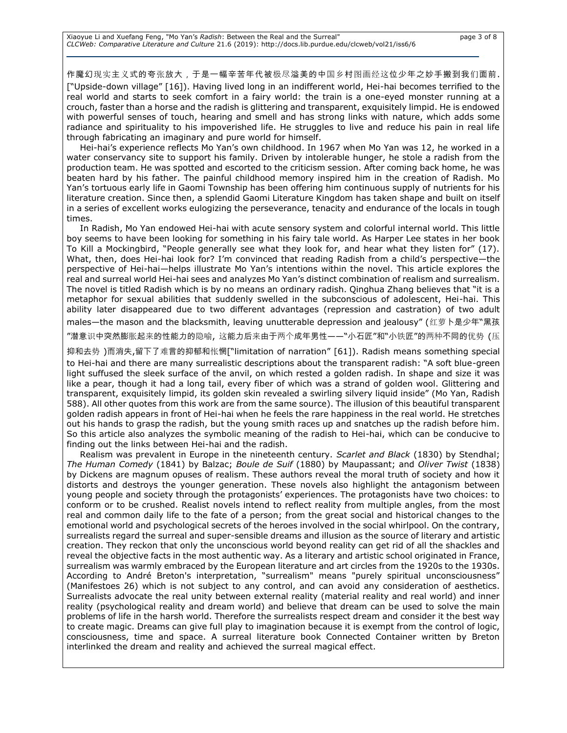作魔幻现实主义式的夸张放大，于是一幅辛苦年代被极尽溢美的中国乡村图画经这位少年之妙手搬到我们面前. ["Upside-down village" [16]). Having lived long in an indifferent world, Hei-hai becomes terrified to the real world and starts to seek comfort in a fairy world: the train is a one-eyed monster running at a crouch, faster than a horse and the radish is glittering and transparent, exquisitely limpid. He is endowed with powerful senses of touch, hearing and smell and has strong links with nature, which adds some radiance and spirituality to his impoverished life. He struggles to live and reduce his pain in real life through fabricating an imaginary and pure world for himself.

Hei-hai's experience reflects Mo Yan's own childhood. In 1967 when Mo Yan was 12, he worked in a water conservancy site to support his family. Driven by intolerable hunger, he stole a radish from the production team. He was spotted and escorted to the criticism session. After coming back home, he was beaten hard by his father. The painful childhood memory inspired him in the creation of Radish. Mo Yan's tortuous early life in Gaomi Township has been offering him continuous supply of nutrients for his literature creation. Since then, a splendid Gaomi Literature Kingdom has taken shape and built on itself in a series of excellent works eulogizing the perseverance, tenacity and endurance of the locals in tough times.

In Radish, Mo Yan endowed Hei-hai with acute sensory system and colorful internal world. This little boy seems to have been looking for something in his fairy tale world. As Harper Lee states in her book To Kill a Mockingbird, "People generally see what they look for, and hear what they listen for" (17). What, then, does Hei-hai look for? I'm convinced that reading Radish from a child's perspective—the perspective of Hei-hai—helps illustrate Mo Yan's intentions within the novel. This article explores the real and surreal world Hei-hai sees and analyzes Mo Yan's distinct combination of realism and surrealism. The novel is titled Radish which is by no means an ordinary radish. Qinghua Zhang believes that "it is a metaphor for sexual abilities that suddenly swelled in the subconscious of adolescent, Hei-hai. This ability later disappeared due to two different advantages (repression and castration) of two adult males—the mason and the blacksmith, leaving unutterable depression and jealousy" (红萝卜是少年"黑孩"潜意识中突然膨胀起来的性能力的隐喻, 这能力后来由于两个成年男性——"小石匠"和"小铁匠"的两种不同的优势 (压抑和去势 )而消失,留下了难言的抑郁和怅惘["limitation of narration" [61]). Radish means something special to Hei-hai and there are many surrealistic descriptions about the transparent radish: "A soft blue-green light suffused the sleek surface of the anvil, on which rested a golden radish. In shape and size it was like a pear, though it had a long tail, every fiber of which was a strand of golden wool. Glittering and transparent, exquisitely limpid, its golden skin revealed a swirling silvery liquid inside" (Mo Yan, Radish 588). All other quotes from this work are from the same source). The illusion of this beautiful transparent golden radish appears in front of Hei-hai when he feels the rare happiness in the real world. He stretches out his hands to grasp the radish, but the young smith races up and snatches up the radish before him. So this article also analyzes the symbolic meaning of the radish to Hei-hai, which can be conducive to finding out the links between Hei-hai and the radish.

Realism was prevalent in Europe in the nineteenth century. *Scarlet and Black* (1830) by Stendhal; *The Human Comedy* (1841) by Balzac; *Boule de Suif* (1880) by Maupassant; and *Oliver Twist* (1838) by Dickens are magnum opuses of realism. These authors reveal the moral truth of society and how it distorts and destroys the younger generation. These novels also highlight the antagonism between young people and society through the protagonists' experiences. The protagonists have two choices: to conform or to be crushed. Realist novels intend to reflect reality from multiple angles, from the most real and common daily life to the fate of a person; from the great social and historical changes to the emotional world and psychological secrets of the heroes involved in the social whirlpool. On the contrary, surrealists regard the surreal and super-sensible dreams and illusion as the source of literary and artistic creation. They reckon that only the unconscious world beyond reality can get rid of all the shackles and reveal the objective facts in the most authentic way. As a literary and artistic school originated in France, surrealism was warmly embraced by the European literature and art circles from the 1920s to the 1930s. According to André Breton's interpretation, "surrealism" means "purely spiritual unconsciousness" (Manifestoes 26) which is not subject to any control, and can avoid any consideration of aesthetics. Surrealists advocate the real unity between external reality (material reality and real world) and inner reality (psychological reality and dream world) and believe that dream can be used to solve the main problems of life in the harsh world. Therefore the surrealists respect dream and consider it the best way to create magic. Dreams can give full play to imagination because it is exempt from the control of logic, consciousness, time and space. A surreal literature book Connected Container written by Breton interlinked the dream and reality and achieved the surreal magical effect.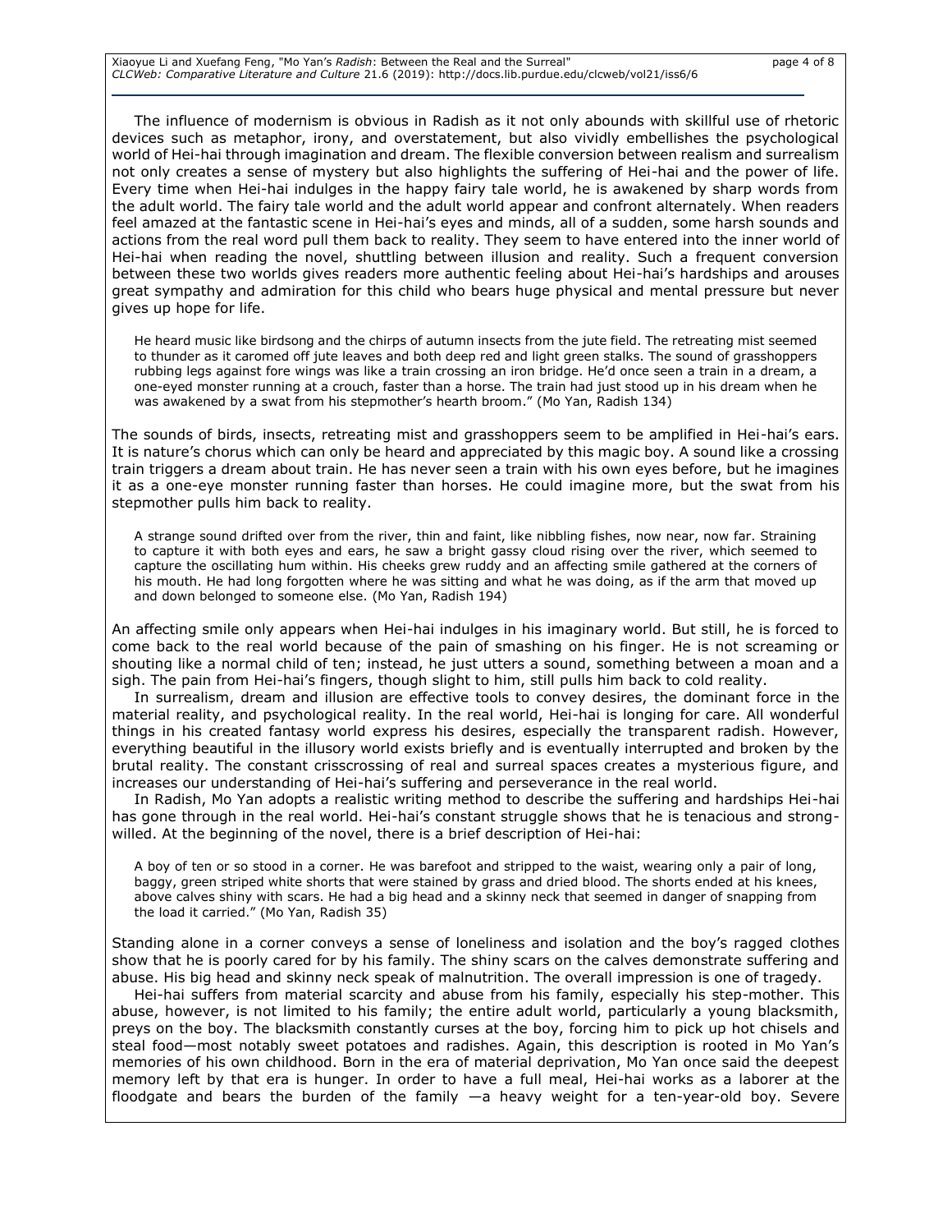The influence of modernism is obvious in Radish as it not only abounds with skillful use of rhetoric devices such as metaphor, irony, and overstatement, but also vividly embellishes the psychological world of Hei-hai through imagination and dream. The flexible conversion between realism and surrealism not only creates a sense of mystery but also highlights the suffering of Hei-hai and the power of life. Every time when Hei-hai indulges in the happy fairy tale world, he is awakened by sharp words from the adult world. The fairy tale world and the adult world appear and confront alternately. When readers feel amazed at the fantastic scene in Hei-hai's eyes and minds, all of a sudden, some harsh sounds and actions from the real word pull them back to reality. They seem to have entered into the inner world of Hei-hai when reading the novel, shuttling between illusion and reality. Such a frequent conversion between these two worlds gives readers more authentic feeling about Hei-hai's hardships and arouses great sympathy and admiration for this child who bears huge physical and mental pressure but never gives up hope for life.

> He heard music like birdsong and the chirps of autumn insects from the jute field. The retreating mist seemed to thunder as it caromed off jute leaves and both deep red and light green stalks. The sound of grasshoppers rubbing legs against fore wings was like a train crossing an iron bridge. He'd once seen a train in a dream, a one-eyed monster running at a crouch, faster than a horse. The train had just stood up in his dream when he was awakened by a swat from his stepmother's hearth broom." (Mo Yan, Radish 134)

The sounds of birds, insects, retreating mist and grasshoppers seem to be amplified in Hei-hai's ears. It is nature's chorus which can only be heard and appreciated by this magic boy. A sound like a crossing train triggers a dream about train. He has never seen a train with his own eyes before, but he imagines it as a one-eye monster running faster than horses. He could imagine more, but the swat from his stepmother pulls him back to reality.

> A strange sound drifted over from the river, thin and faint, like nibbling fishes, now near, now far. Straining to capture it with both eyes and ears, he saw a bright gassy cloud rising over the river, which seemed to capture the oscillating hum within. His cheeks grew ruddy and an affecting smile gathered at the corners of his mouth. He had long forgotten where he was sitting and what he was doing, as if the arm that moved up and down belonged to someone else. (Mo Yan, Radish 194)

An affecting smile only appears when Hei-hai indulges in his imaginary world. But still, he is forced to come back to the real world because of the pain of smashing on his finger. He is not screaming or shouting like a normal child of ten; instead, he just utters a sound, something between a moan and a sigh. The pain from Hei-hai's fingers, though slight to him, still pulls him back to cold reality.

In surrealism, dream and illusion are effective tools to convey desires, the dominant force in the material reality, and psychological reality. In the real world, Hei-hai is longing for care. All wonderful things in his created fantasy world express his desires, especially the transparent radish. However, everything beautiful in the illusory world exists briefly and is eventually interrupted and broken by the brutal reality. The constant crisscrossing of real and surreal spaces creates a mysterious figure, and increases our understanding of Hei-hai's suffering and perseverance in the real world.

In Radish, Mo Yan adopts a realistic writing method to describe the suffering and hardships Hei-hai has gone through in the real world. Hei-hai's constant struggle shows that he is tenacious and strong-willed. At the beginning of the novel, there is a brief description of Hei-hai:

> A boy of ten or so stood in a corner. He was barefoot and stripped to the waist, wearing only a pair of long, baggy, green striped white shorts that were stained by grass and dried blood. The shorts ended at his knees, above calves shiny with scars. He had a big head and a skinny neck that seemed in danger of snapping from the load it carried." (Mo Yan, Radish 35)

Standing alone in a corner conveys a sense of loneliness and isolation and the boy's ragged clothes show that he is poorly cared for by his family. The shiny scars on the calves demonstrate suffering and abuse. His big head and skinny neck speak of malnutrition. The overall impression is one of tragedy.

Hei-hai suffers from material scarcity and abuse from his family, especially his step-mother. This abuse, however, is not limited to his family; the entire adult world, particularly a young blacksmith, preys on the boy. The blacksmith constantly curses at the boy, forcing him to pick up hot chisels and steal food—most notably sweet potatoes and radishes. Again, this description is rooted in Mo Yan's memories of his own childhood. Born in the era of material deprivation, Mo Yan once said the deepest memory left by that era is hunger. In order to have a full meal, Hei-hai works as a laborer at the floodgate and bears the burden of the family —a heavy weight for a ten-year-old boy. Severe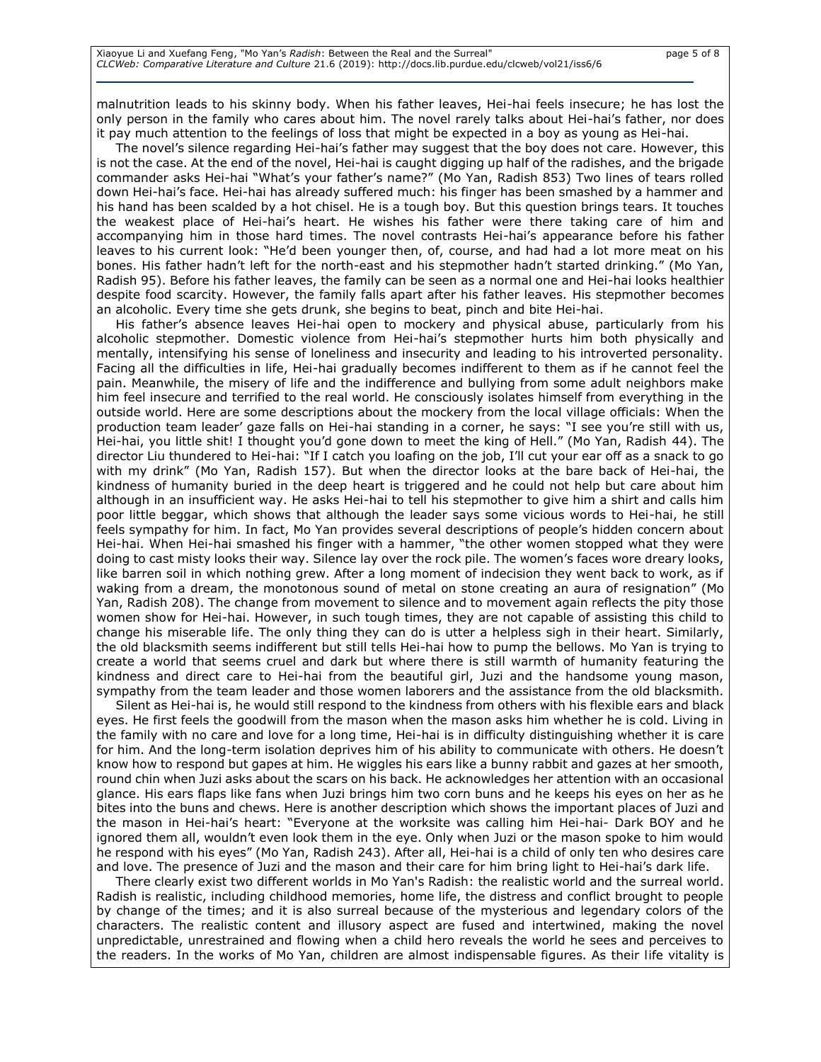malnutrition leads to his skinny body. When his father leaves, Hei-hai feels insecure; he has lost the only person in the family who cares about him. The novel rarely talks about Hei-hai's father, nor does it pay much attention to the feelings of loss that might be expected in a boy as young as Hei-hai.

The novel's silence regarding Hei-hai's father may suggest that the boy does not care. However, this is not the case. At the end of the novel, Hei-hai is caught digging up half of the radishes, and the brigade commander asks Hei-hai "What's your father's name?" (Mo Yan, Radish 853) Two lines of tears rolled down Hei-hai's face. Hei-hai has already suffered much: his finger has been smashed by a hammer and his hand has been scalded by a hot chisel. He is a tough boy. But this question brings tears. It touches the weakest place of Hei-hai's heart. He wishes his father were there taking care of him and accompanying him in those hard times. The novel contrasts Hei-hai's appearance before his father leaves to his current look: "He'd been younger then, of, course, and had had a lot more meat on his bones. His father hadn't left for the north-east and his stepmother hadn't started drinking." (Mo Yan, Radish 95). Before his father leaves, the family can be seen as a normal one and Hei-hai looks healthier despite food scarcity. However, the family falls apart after his father leaves. His stepmother becomes an alcoholic. Every time she gets drunk, she begins to beat, pinch and bite Hei-hai.

His father's absence leaves Hei-hai open to mockery and physical abuse, particularly from his alcoholic stepmother. Domestic violence from Hei-hai's stepmother hurts him both physically and mentally, intensifying his sense of loneliness and insecurity and leading to his introverted personality. Facing all the difficulties in life, Hei-hai gradually becomes indifferent to them as if he cannot feel the pain. Meanwhile, the misery of life and the indifference and bullying from some adult neighbors make him feel insecure and terrified to the real world. He consciously isolates himself from everything in the outside world. Here are some descriptions about the mockery from the local village officials: When the production team leader' gaze falls on Hei-hai standing in a corner, he says: "I see you're still with us, Hei-hai, you little shit! I thought you'd gone down to meet the king of Hell." (Mo Yan, Radish 44). The director Liu thundered to Hei-hai: "If I catch you loafing on the job, I'll cut your ear off as a snack to go with my drink" (Mo Yan, Radish 157). But when the director looks at the bare back of Hei-hai, the kindness of humanity buried in the deep heart is triggered and he could not help but care about him although in an insufficient way. He asks Hei-hai to tell his stepmother to give him a shirt and calls him poor little beggar, which shows that although the leader says some vicious words to Hei-hai, he still feels sympathy for him. In fact, Mo Yan provides several descriptions of people's hidden concern about Hei-hai. When Hei-hai smashed his finger with a hammer, "the other women stopped what they were doing to cast misty looks their way. Silence lay over the rock pile. The women's faces wore dreary looks, like barren soil in which nothing grew. After a long moment of indecision they went back to work, as if waking from a dream, the monotonous sound of metal on stone creating an aura of resignation" (Mo Yan, Radish 208). The change from movement to silence and to movement again reflects the pity those women show for Hei-hai. However, in such tough times, they are not capable of assisting this child to change his miserable life. The only thing they can do is utter a helpless sigh in their heart. Similarly, the old blacksmith seems indifferent but still tells Hei-hai how to pump the bellows. Mo Yan is trying to create a world that seems cruel and dark but where there is still warmth of humanity featuring the kindness and direct care to Hei-hai from the beautiful girl, Juzi and the handsome young mason, sympathy from the team leader and those women laborers and the assistance from the old blacksmith.

Silent as Hei-hai is, he would still respond to the kindness from others with his flexible ears and black eyes. He first feels the goodwill from the mason when the mason asks him whether he is cold. Living in the family with no care and love for a long time, Hei-hai is in difficulty distinguishing whether it is care for him. And the long-term isolation deprives him of his ability to communicate with others. He doesn't know how to respond but gapes at him. He wiggles his ears like a bunny rabbit and gazes at her smooth, round chin when Juzi asks about the scars on his back. He acknowledges her attention with an occasional glance. His ears flaps like fans when Juzi brings him two corn buns and he keeps his eyes on her as he bites into the buns and chews. Here is another description which shows the important places of Juzi and the mason in Hei-hai's heart: "Everyone at the worksite was calling him Hei-hai- Dark BOY and he ignored them all, wouldn't even look them in the eye. Only when Juzi or the mason spoke to him would he respond with his eyes" (Mo Yan, Radish 243). After all, Hei-hai is a child of only ten who desires care and love. The presence of Juzi and the mason and their care for him bring light to Hei-hai's dark life.

There clearly exist two different worlds in Mo Yan's Radish: the realistic world and the surreal world. Radish is realistic, including childhood memories, home life, the distress and conflict brought to people by change of the times; and it is also surreal because of the mysterious and legendary colors of the characters. The realistic content and illusory aspect are fused and intertwined, making the novel unpredictable, unrestrained and flowing when a child hero reveals the world he sees and perceives to the readers. In the works of Mo Yan, children are almost indispensable figures. As their life vitality is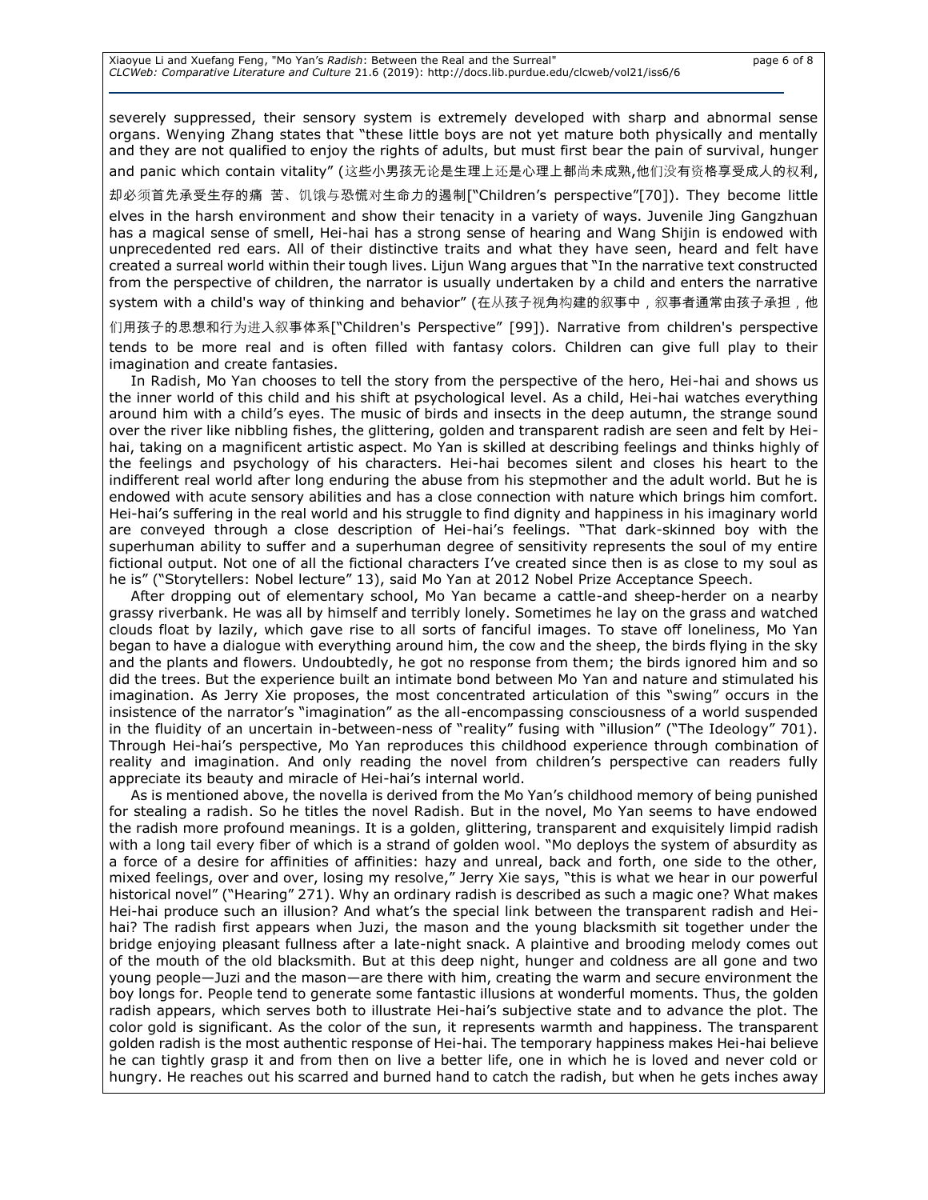severely suppressed, their sensory system is extremely developed with sharp and abnormal sense organs. Wenying Zhang states that "these little boys are not yet mature both physically and mentally and they are not qualified to enjoy the rights of adults, but must first bear the pain of survival, hunger and panic which contain vitality" (这些小男孩无论是生理上还是心理上都尚未成熟,他们没有资格享受成人的权利,却必须首先承受生存的痛 苦、饥饿与恐慌对生命力的遏制["Children's perspective"[70]). They become little elves in the harsh environment and show their tenacity in a variety of ways. Juvenile Jing Gangzhuan has a magical sense of smell, Hei-hai has a strong sense of hearing and Wang Shijin is endowed with unprecedented red ears. All of their distinctive traits and what they have seen, heard and felt have created a surreal world within their tough lives. Lijun Wang argues that "In the narrative text constructed from the perspective of children, the narrator is usually undertaken by a child and enters the narrative system with a child's way of thinking and behavior" (在从孩子视角构建的叙事中，叙事者通常由孩子承担，他们用孩子的思想和行为进入叙事体系["Children's Perspective" [99]). Narrative from children's perspective tends to be more real and is often filled with fantasy colors. Children can give full play to their imagination and create fantasies.

In Radish, Mo Yan chooses to tell the story from the perspective of the hero, Hei-hai and shows us the inner world of this child and his shift at psychological level. As a child, Hei-hai watches everything around him with a child's eyes. The music of birds and insects in the deep autumn, the strange sound over the river like nibbling fishes, the glittering, golden and transparent radish are seen and felt by Hei-hai, taking on a magnificent artistic aspect. Mo Yan is skilled at describing feelings and thinks highly of the feelings and psychology of his characters. Hei-hai becomes silent and closes his heart to the indifferent real world after long enduring the abuse from his stepmother and the adult world. But he is endowed with acute sensory abilities and has a close connection with nature which brings him comfort. Hei-hai's suffering in the real world and his struggle to find dignity and happiness in his imaginary world are conveyed through a close description of Hei-hai's feelings. "That dark-skinned boy with the superhuman ability to suffer and a superhuman degree of sensitivity represents the soul of my entire fictional output. Not one of all the fictional characters I've created since then is as close to my soul as he is" ("Storytellers: Nobel lecture" 13), said Mo Yan at 2012 Nobel Prize Acceptance Speech.

After dropping out of elementary school, Mo Yan became a cattle-and sheep-herder on a nearby grassy riverbank. He was all by himself and terribly lonely. Sometimes he lay on the grass and watched clouds float by lazily, which gave rise to all sorts of fanciful images. To stave off loneliness, Mo Yan began to have a dialogue with everything around him, the cow and the sheep, the birds flying in the sky and the plants and flowers. Undoubtedly, he got no response from them; the birds ignored him and so did the trees. But the experience built an intimate bond between Mo Yan and nature and stimulated his imagination. As Jerry Xie proposes, the most concentrated articulation of this "swing" occurs in the insistence of the narrator's "imagination" as the all-encompassing consciousness of a world suspended in the fluidity of an uncertain in-between-ness of "reality" fusing with "illusion" ("The Ideology" 701). Through Hei-hai's perspective, Mo Yan reproduces this childhood experience through combination of reality and imagination. And only reading the novel from children's perspective can readers fully appreciate its beauty and miracle of Hei-hai's internal world.

As is mentioned above, the novella is derived from the Mo Yan's childhood memory of being punished for stealing a radish. So he titles the novel Radish. But in the novel, Mo Yan seems to have endowed the radish more profound meanings. It is a golden, glittering, transparent and exquisitely limpid radish with a long tail every fiber of which is a strand of golden wool. "Mo deploys the system of absurdity as a force of a desire for affinities of affinities: hazy and unreal, back and forth, one side to the other, mixed feelings, over and over, losing my resolve," Jerry Xie says, "this is what we hear in our powerful historical novel" ("Hearing" 271). Why an ordinary radish is described as such a magic one? What makes Hei-hai produce such an illusion? And what's the special link between the transparent radish and Hei-hai? The radish first appears when Juzi, the mason and the young blacksmith sit together under the bridge enjoying pleasant fullness after a late-night snack. A plaintive and brooding melody comes out of the mouth of the old blacksmith. But at this deep night, hunger and coldness are all gone and two young people—Juzi and the mason—are there with him, creating the warm and secure environment the boy longs for. People tend to generate some fantastic illusions at wonderful moments. Thus, the golden radish appears, which serves both to illustrate Hei-hai's subjective state and to advance the plot. The color gold is significant. As the color of the sun, it represents warmth and happiness. The transparent golden radish is the most authentic response of Hei-hai. The temporary happiness makes Hei-hai believe he can tightly grasp it and from then on live a better life, one in which he is loved and never cold or hungry. He reaches out his scarred and burned hand to catch the radish, but when he gets inches away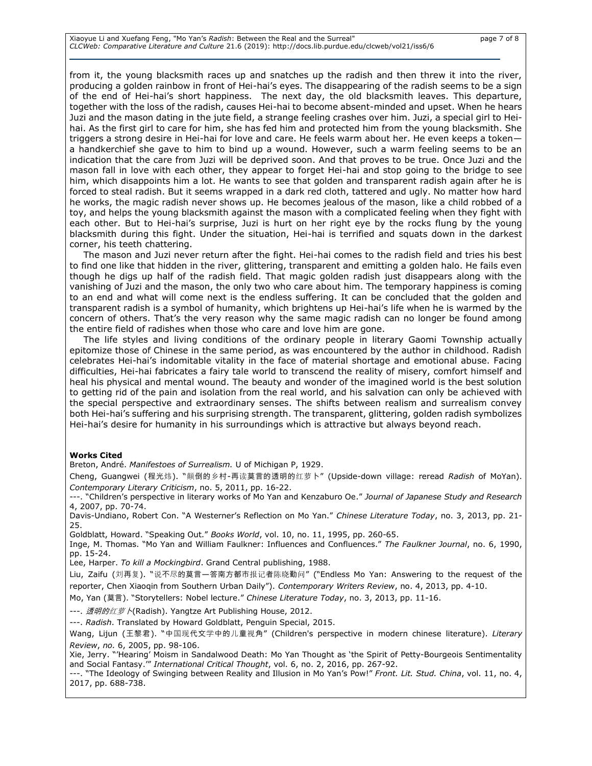from it, the young blacksmith races up and snatches up the radish and then threw it into the river, producing a golden rainbow in front of Hei-hai's eyes. The disappearing of the radish seems to be a sign of the end of Hei-hai's short happiness. The next day, the old blacksmith leaves. This departure, together with the loss of the radish, causes Hei-hai to become absent-minded and upset. When he hears Juzi and the mason dating in the jute field, a strange feeling crashes over him. Juzi, a special girl to Hei-hai. As the first girl to care for him, she has fed him and protected him from the young blacksmith. She triggers a strong desire in Hei-hai for love and care. He feels warm about her. He even keeps a token—a handkerchief she gave to him to bind up a wound. However, such a warm feeling seems to be an indication that the care from Juzi will be deprived soon. And that proves to be true. Once Juzi and the mason fall in love with each other, they appear to forget Hei-hai and stop going to the bridge to see him, which disappoints him a lot. He wants to see that golden and transparent radish again after he is forced to steal radish. But it seems wrapped in a dark red cloth, tattered and ugly. No matter how hard he works, the magic radish never shows up. He becomes jealous of the mason, like a child robbed of a toy, and helps the young blacksmith against the mason with a complicated feeling when they fight with each other. But to Hei-hai's surprise, Juzi is hurt on her right eye by the rocks flung by the young blacksmith during this fight. Under the situation, Hei-hai is terrified and squats down in the darkest corner, his teeth chattering.

The mason and Juzi never return after the fight. Hei-hai comes to the radish field and tries his best to find one like that hidden in the river, glittering, transparent and emitting a golden halo. He fails even though he digs up half of the radish field. That magic golden radish just disappears along with the vanishing of Juzi and the mason, the only two who care about him. The temporary happiness is coming to an end and what will come next is the endless suffering. It can be concluded that the golden and transparent radish is a symbol of humanity, which brightens up Hei-hai's life when he is warmed by the concern of others. That's the very reason why the same magic radish can no longer be found among the entire field of radishes when those who care and love him are gone.

The life styles and living conditions of the ordinary people in literary Gaomi Township actually epitomize those of Chinese in the same period, as was encountered by the author in childhood. Radish celebrates Hei-hai's indomitable vitality in the face of material shortage and emotional abuse. Facing difficulties, Hei-hai fabricates a fairy tale world to transcend the reality of misery, comfort himself and heal his physical and mental wound. The beauty and wonder of the imagined world is the best solution to getting rid of the pain and isolation from the real world, and his salvation can only be achieved with the special perspective and extraordinary senses. The shifts between realism and surrealism convey both Hei-hai's suffering and his surprising strength. The transparent, glittering, golden radish symbolizes Hei-hai's desire for humanity in his surroundings which is attractive but always beyond reach.

**Works Cited**

Breton, André. *Manifestoes of Surrealism.* U of Michigan P, 1929.

Cheng, Guangwei (程光炜). "颠倒的乡村-再读莫言的透明的红萝卜" (Upside-down village: reread *Radish* of MoYan). *Contemporary Literary Criticism*, no. 5, 2011, pp. 16-22.

---. "Children's perspective in literary works of Mo Yan and Kenzaburo Oe." *Journal of Japanese Study and Research* 4, 2007, pp. 70-74.

Davis-Undiano, Robert Con. "A Westerner's Reflection on Mo Yan." *Chinese Literature Today*, no. 3, 2013, pp. 21-25.

Goldblatt, Howard. "Speaking Out." *Books World*, vol. 10, no. 11, 1995, pp. 260-65.

Inge, M. Thomas. "Mo Yan and William Faulkner: Influences and Confluences." *The Faulkner Journal*, no. 6, 1990, pp. 15-24.

Lee, Harper. *To kill a Mockingbird*. Grand Central publishing, 1988.

Liu, Zaifu (刘再复). "说不尽的莫言—答南方都市报记者陈晓勤问" ("Endless Mo Yan: Answering to the request of the reporter, Chen Xiaoqin from Southern Urban Daily"). *Contemporary Writers Review*, no. 4, 2013, pp. 4-10.

Mo, Yan (莫言). "Storytellers: Nobel lecture." *Chinese Literature Today*, no. 3, 2013, pp. 11-16.

---. *透明的红萝卜*(Radish). Yangtze Art Publishing House, 2012.

---. *Radish*. Translated by Howard Goldblatt, Penguin Special, 2015.

Wang, Lijun (王黎君). "中国现代文学中的儿童视角" (Children's perspective in modern chinese literature). *Literary Review*, *no.* 6, 2005, pp. 98-106.

Xie, Jerry. "'Hearing' Moism in Sandalwood Death: Mo Yan Thought as 'the Spirit of Petty-Bourgeois Sentimentality and Social Fantasy.'" *International Critical Thought*, vol. 6, no. 2, 2016, pp. 267-92.

---. "The Ideology of Swinging between Reality and Illusion in Mo Yan's Pow!" *Front. Lit. Stud. China*, vol. 11, no. 4, 2017, pp. 688-738.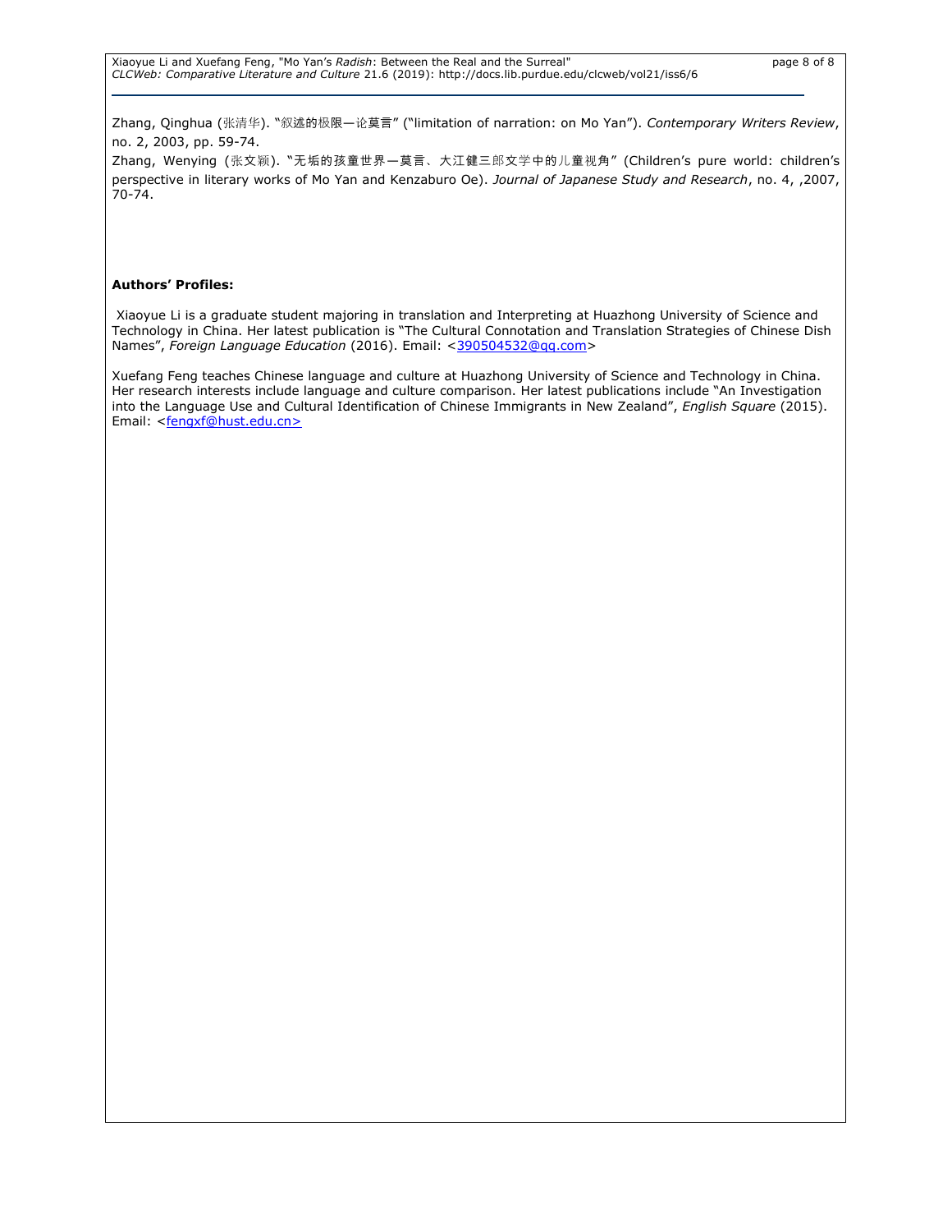Zhang, Qinghua (张清华). "叙述的极限—论莫言" ("limitation of narration: on Mo Yan"). *Contemporary Writers Review*, no. 2, 2003, pp. 59-74.

Zhang, Wenying (张文颖). "无垢的孩童世界—莫言、大江健三郎文学中的儿童视角" (Children's pure world: children's perspective in literary works of Mo Yan and Kenzaburo Oe). *Journal of Japanese Study and Research*, no. 4, ,2007, 70-74.

**Authors' Profiles:**

Xiaoyue Li is a graduate student majoring in translation and Interpreting at Huazhong University of Science and Technology in China. Her latest publication is "The Cultural Connotation and Translation Strategies of Chinese Dish Names", *Foreign Language Education* (2016). Email: <390504532@qq.com>

Xuefang Feng teaches Chinese language and culture at Huazhong University of Science and Technology in China. Her research interests include language and culture comparison. Her latest publications include "An Investigation into the Language Use and Cultural Identification of Chinese Immigrants in New Zealand", *English Square* (2015). Email: <fengxf@hust.edu.cn>